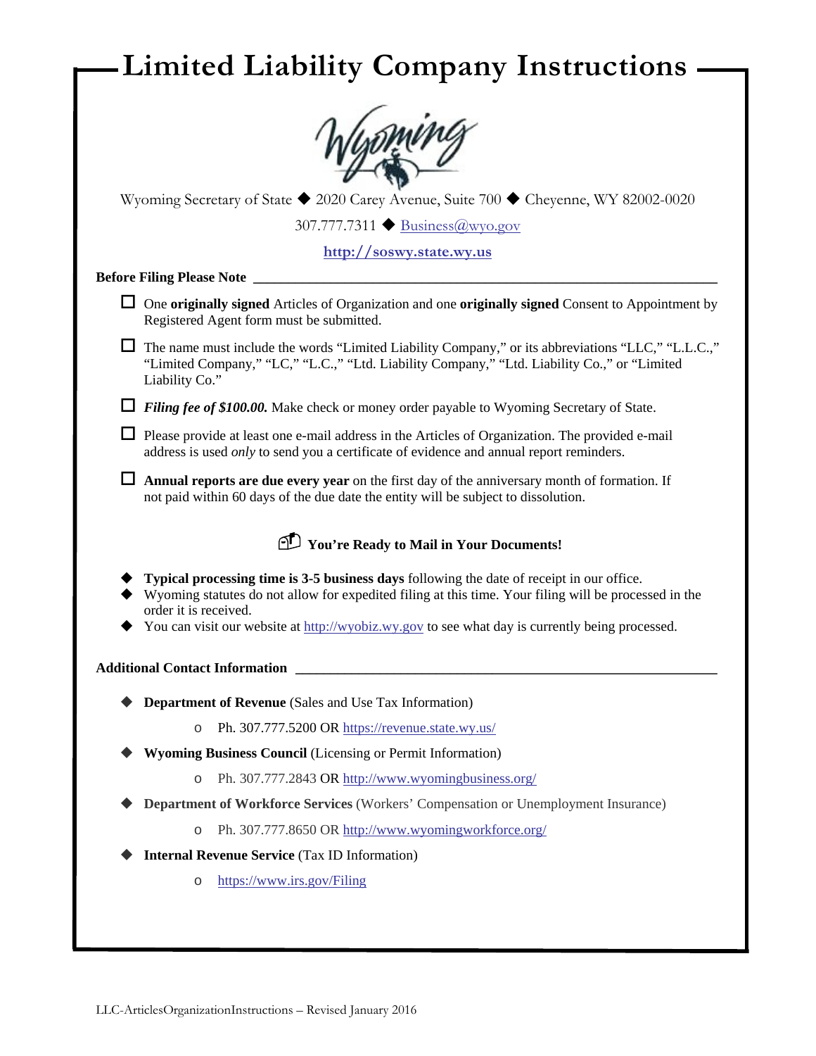# Limited Liability Company Instructions

Wyoming

Wyoming Secretary of State ◆ 2020 Carey Avenue, Suite 700 ◆ Cheyenne, WY 82002-0020

307.777.7311 ◆ Business@wyo.gov

**http://soswy.state.wy.us**

**Before Filing Please Note**

- ☐ One **originally signed** Articles of Organization and one **originally signed** Consent to Appointment by Registered Agent form must be submitted.
- ☐ The name must include the words "Limited Liability Company," or its abbreviations "LLC," "L.L.C.," "Limited Company," "LC," "L.C.," "Ltd. Liability Company," "Ltd. Liability Co.," or "Limited Liability Co."
- ☐ ***Filing fee of $100.00.*** Make check or money order payable to Wyoming Secretary of State.
- ☐ Please provide at least one e-mail address in the Articles of Organization. The provided e-mail address is used *only* to send you a certificate of evidence and annual report reminders.
- ☐ **Annual reports are due every year** on the first day of the anniversary month of formation. If not paid within 60 days of the due date the entity will be subject to dissolution.

**You're Ready to Mail in Your Documents!**

- **Typical processing time is 3-5 business days** following the date of receipt in our office.
- Wyoming statutes do not allow for expedited filing at this time. Your filing will be processed in the order it is received.
- You can visit our website at http://wyobiz.wy.gov to see what day is currently being processed.

**Additional Contact Information**

- **Department of Revenue** (Sales and Use Tax Information)
  - Ph. 307.777.5200 OR https://revenue.state.wy.us/
- **Wyoming Business Council** (Licensing or Permit Information)
  - Ph. 307.777.2843 OR http://www.wyomingbusiness.org/
- **Department of Workforce Services** (Workers' Compensation or Unemployment Insurance)
  - Ph. 307.777.8650 OR http://www.wyomingworkforce.org/
- **Internal Revenue Service** (Tax ID Information)
  - https://www.irs.gov/Filing

LLC-ArticlesOrganizationInstructions – Revised January 2016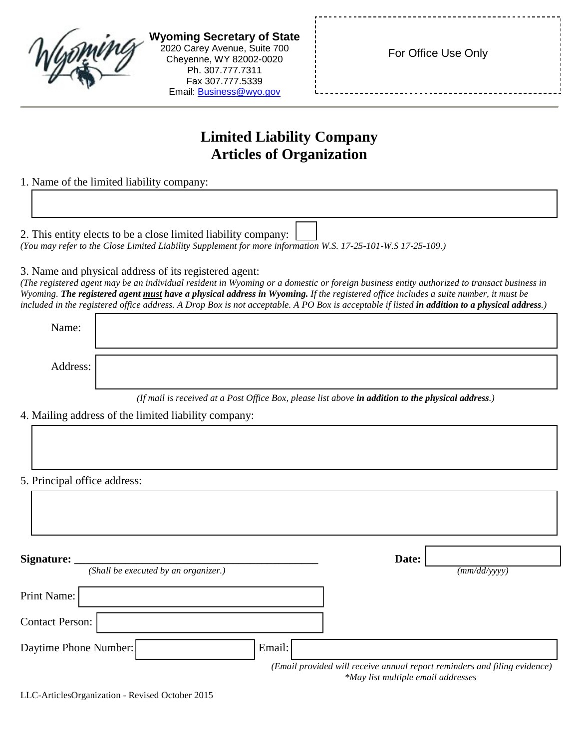**Wyoming Secretary of State**
2020 Carey Avenue, Suite 700
Cheyenne, WY 82002-0020
Ph. 307.777.7311
Fax 307.777.5339
Email: Business@wyo.gov

For Office Use Only

# Limited Liability Company Articles of Organization

1. Name of the limited liability company:

2. This entity elects to be a close limited liability company: ☐
*(You may refer to the Close Limited Liability Supplement for more information W.S. 17-25-101-W.S 17-25-109.)*

3. Name and physical address of its registered agent:
*(The registered agent may be an individual resident in Wyoming or a domestic or foreign business entity authorized to transact business in Wyoming.* ***The registered agent must have a physical address in Wyoming.*** *If the registered office includes a suite number, it must be included in the registered office address. A Drop Box is not acceptable. A PO Box is acceptable if listed* ***in addition to a physical address****.)*

Name:

Address:

*(If mail is received at a Post Office Box, please list above* ***in addition to the physical address****.)*

4. Mailing address of the limited liability company:

5. Principal office address:

**Signature:** ___________________________________________ **Date:** 
*(Shall be executed by an organizer.)* *(mm/dd/yyyy)*

Print Name:

Contact Person:

Daytime Phone Number: Email:

*(Email provided will receive annual report reminders and filing evidence)*
*\*May list multiple email addresses*

LLC-ArticlesOrganization - Revised October 2015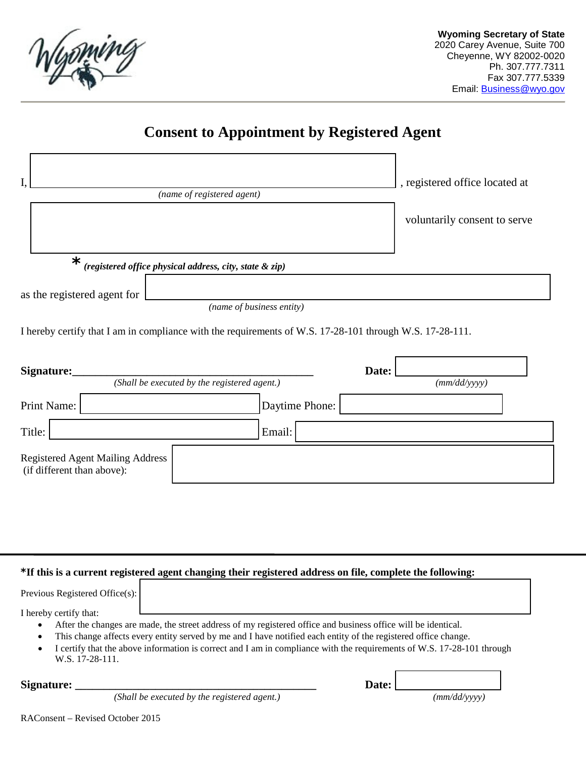Wyoming

**Wyoming Secretary of State**
2020 Carey Avenue, Suite 700
Cheyenne, WY 82002-0020
Ph. 307.777.7311
Fax 307.777.5339
Email: Business@wyo.gov

# Consent to Appointment by Registered Agent

I, ______________________________, registered office located at
*(name of registered agent)*

______________________________ voluntarily consent to serve

\* *(registered office physical address, city, state & zip)*

as the registered agent for ______________________________
*(name of business entity)*

I hereby certify that I am in compliance with the requirements of W.S. 17-28-101 through W.S. 17-28-111.

**Signature:**______________________________ **Date:** ______________
*(Shall be executed by the registered agent.)* *(mm/dd/yyyy)*

Print Name: ______________ Daytime Phone: ______________

Title: ______________ Email: ______________

Registered Agent Mailing Address (if different than above): ______________________________

**\*If this is a current registered agent changing their registered address on file, complete the following:**

Previous Registered Office(s): ______________________________

I hereby certify that:

- After the changes are made, the street address of my registered office and business office will be identical.
- This change affects every entity served by me and I have notified each entity of the registered office change.
- I certify that the above information is correct and I am in compliance with the requirements of W.S. 17-28-101 through W.S. 17-28-111.

**Signature:** ______________________________ **Date:** ______________
*(Shall be executed by the registered agent.)* *(mm/dd/yyyy)*

RAConsent – Revised October 2015